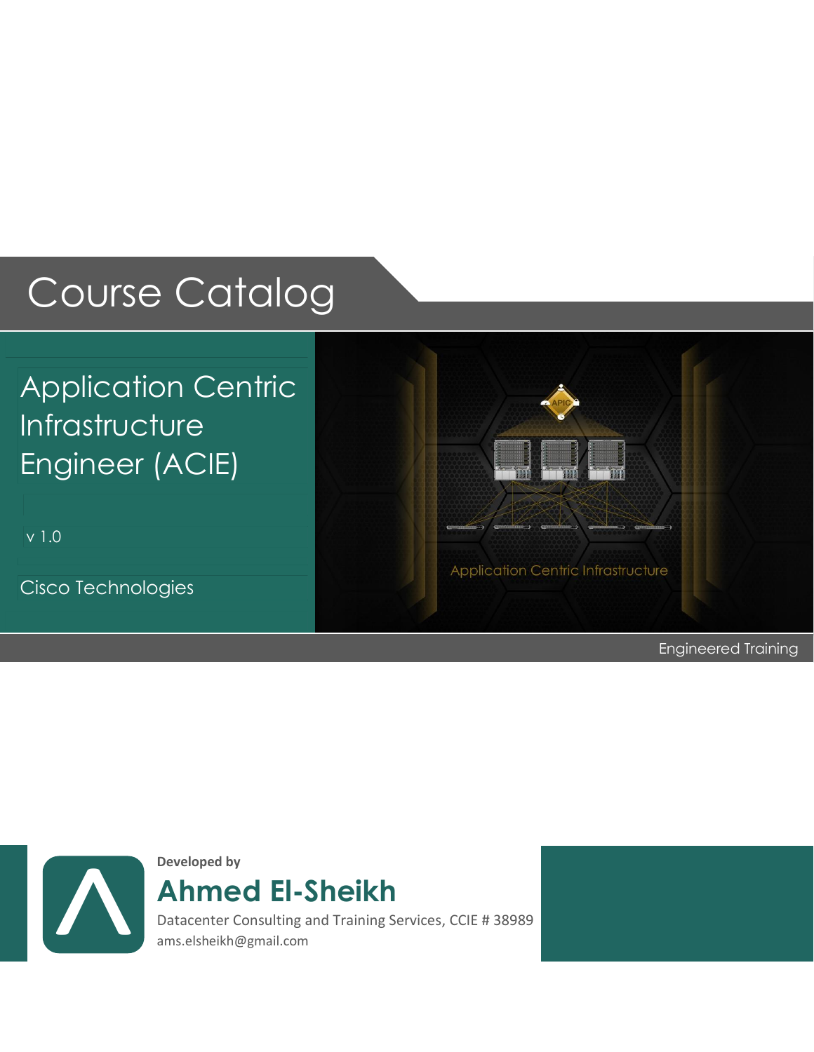# Course Catalog

## Application Centric Infrastructure Engineer (ACIE)

v 1.0

Cisco Technologies

Engineered Training

**Developed by**

## Ahmed El-Sheikh

Datacenter Consulting and Training Services, CCIE # 38989

ams.elsheikh@gmail.com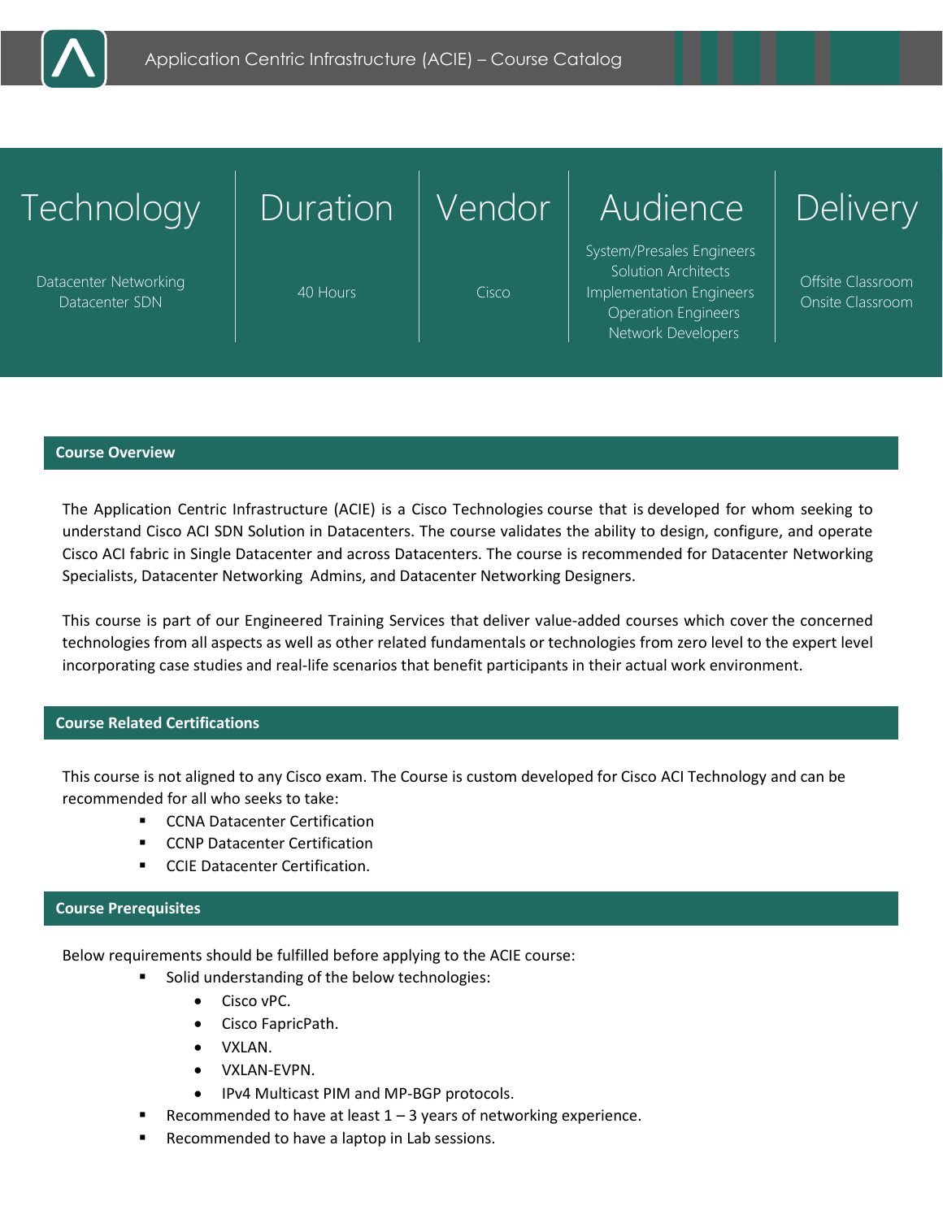| Technology | Duration | Vendor | Audience | Delivery |
|---|---|---|---|---|
| Datacenter Networking<br>Datacenter SDN | 40 Hours | Cisco | System/Presales Engineers<br>Solution Architects<br>Implementation Engineers<br>Operation Engineers<br>Network Developers | Offsite Classroom<br>Onsite Classroom |

## Course Overview

The Application Centric Infrastructure (ACIE) is a Cisco Technologies course that is developed for whom seeking to understand Cisco ACI SDN Solution in Datacenters. The course validates the ability to design, configure, and operate Cisco ACI fabric in Single Datacenter and across Datacenters. The course is recommended for Datacenter Networking Specialists, Datacenter Networking Admins, and Datacenter Networking Designers.

This course is part of our Engineered Training Services that deliver value-added courses which cover the concerned technologies from all aspects as well as other related fundamentals or technologies from zero level to the expert level incorporating case studies and real-life scenarios that benefit participants in their actual work environment.

## Course Related Certifications

This course is not aligned to any Cisco exam. The Course is custom developed for Cisco ACI Technology and can be recommended for all who seeks to take:

- CCNA Datacenter Certification
- CCNP Datacenter Certification
- CCIE Datacenter Certification.

## Course Prerequisites

Below requirements should be fulfilled before applying to the ACIE course:

- Solid understanding of the below technologies:
  - Cisco vPC.
  - Cisco FapricPath.
  - VXLAN.
  - VXLAN-EVPN.
  - IPv4 Multicast PIM and MP-BGP protocols.
- Recommended to have at least 1 – 3 years of networking experience.
- Recommended to have a laptop in Lab sessions.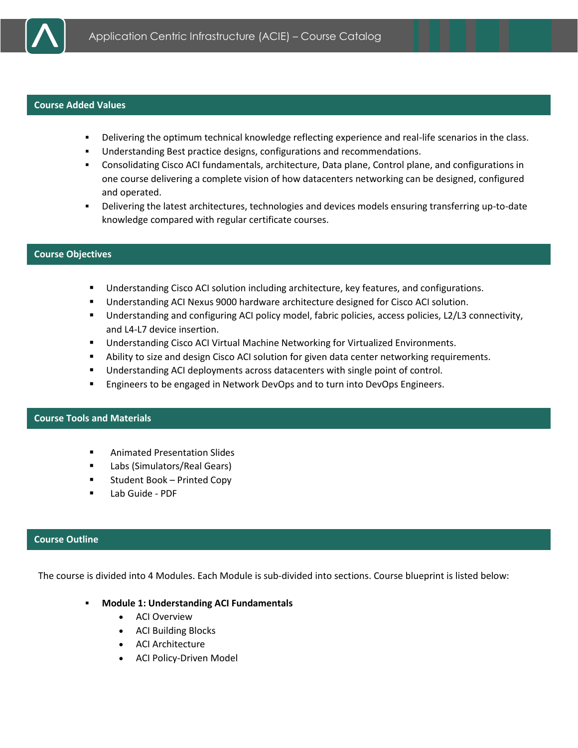## Course Added Values

- Delivering the optimum technical knowledge reflecting experience and real-life scenarios in the class.
- Understanding Best practice designs, configurations and recommendations.
- Consolidating Cisco ACI fundamentals, architecture, Data plane, Control plane, and configurations in one course delivering a complete vision of how datacenters networking can be designed, configured and operated.
- Delivering the latest architectures, technologies and devices models ensuring transferring up-to-date knowledge compared with regular certificate courses.

## Course Objectives

- Understanding Cisco ACI solution including architecture, key features, and configurations.
- Understanding ACI Nexus 9000 hardware architecture designed for Cisco ACI solution.
- Understanding and configuring ACI policy model, fabric policies, access policies, L2/L3 connectivity, and L4-L7 device insertion.
- Understanding Cisco ACI Virtual Machine Networking for Virtualized Environments.
- Ability to size and design Cisco ACI solution for given data center networking requirements.
- Understanding ACI deployments across datacenters with single point of control.
- Engineers to be engaged in Network DevOps and to turn into DevOps Engineers.

## Course Tools and Materials

- Animated Presentation Slides
- Labs (Simulators/Real Gears)
- Student Book – Printed Copy
- Lab Guide - PDF

## Course Outline

The course is divided into 4 Modules. Each Module is sub-divided into sections. Course blueprint is listed below:

- **Module 1: Understanding ACI Fundamentals**
  - ACI Overview
  - ACI Building Blocks
  - ACI Architecture
  - ACI Policy-Driven Model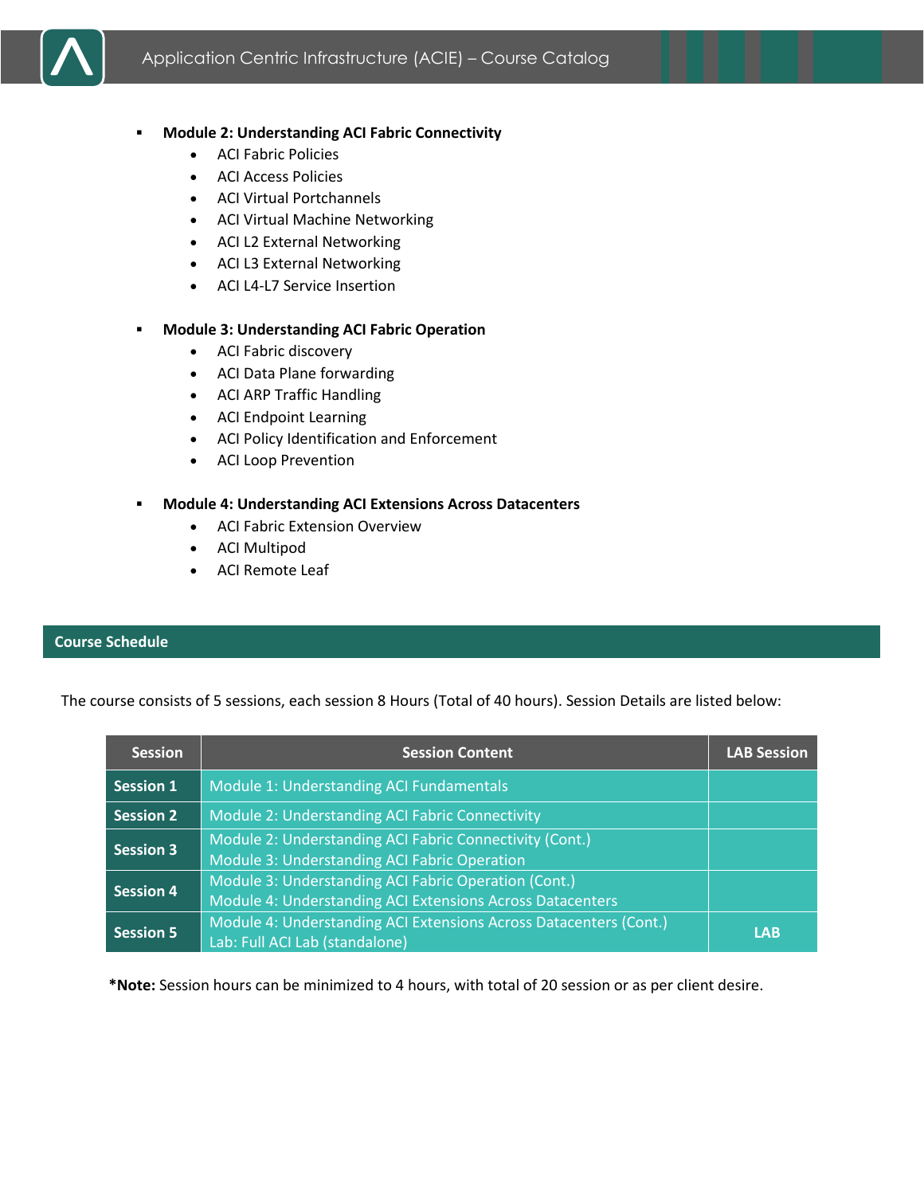- **Module 2: Understanding ACI Fabric Connectivity**
    - ACI Fabric Policies
    - ACI Access Policies
    - ACI Virtual Portchannels
    - ACI Virtual Machine Networking
    - ACI L2 External Networking
    - ACI L3 External Networking
    - ACI L4-L7 Service Insertion

- **Module 3: Understanding ACI Fabric Operation**
    - ACI Fabric discovery
    - ACI Data Plane forwarding
    - ACI ARP Traffic Handling
    - ACI Endpoint Learning
    - ACI Policy Identification and Enforcement
    - ACI Loop Prevention

- **Module 4: Understanding ACI Extensions Across Datacenters**
    - ACI Fabric Extension Overview
    - ACI Multipod
    - ACI Remote Leaf

## Course Schedule

The course consists of 5 sessions, each session 8 Hours (Total of 40 hours). Session Details are listed below:

| Session | Session Content | LAB Session |
|---|---|---|
| **Session 1** | Module 1: Understanding ACI Fundamentals | |
| **Session 2** | Module 2: Understanding ACI Fabric Connectivity | |
| **Session 3** | Module 2: Understanding ACI Fabric Connectivity (Cont.)<br>Module 3: Understanding ACI Fabric Operation | |
| **Session 4** | Module 3: Understanding ACI Fabric Operation (Cont.)<br>Module 4: Understanding ACI Extensions Across Datacenters | |
| **Session 5** | Module 4: Understanding ACI Extensions Across Datacenters (Cont.)<br>Lab: Full ACI Lab (standalone) | **LAB** |

***Note:** Session hours can be minimized to 4 hours, with total of 20 session or as per client desire.